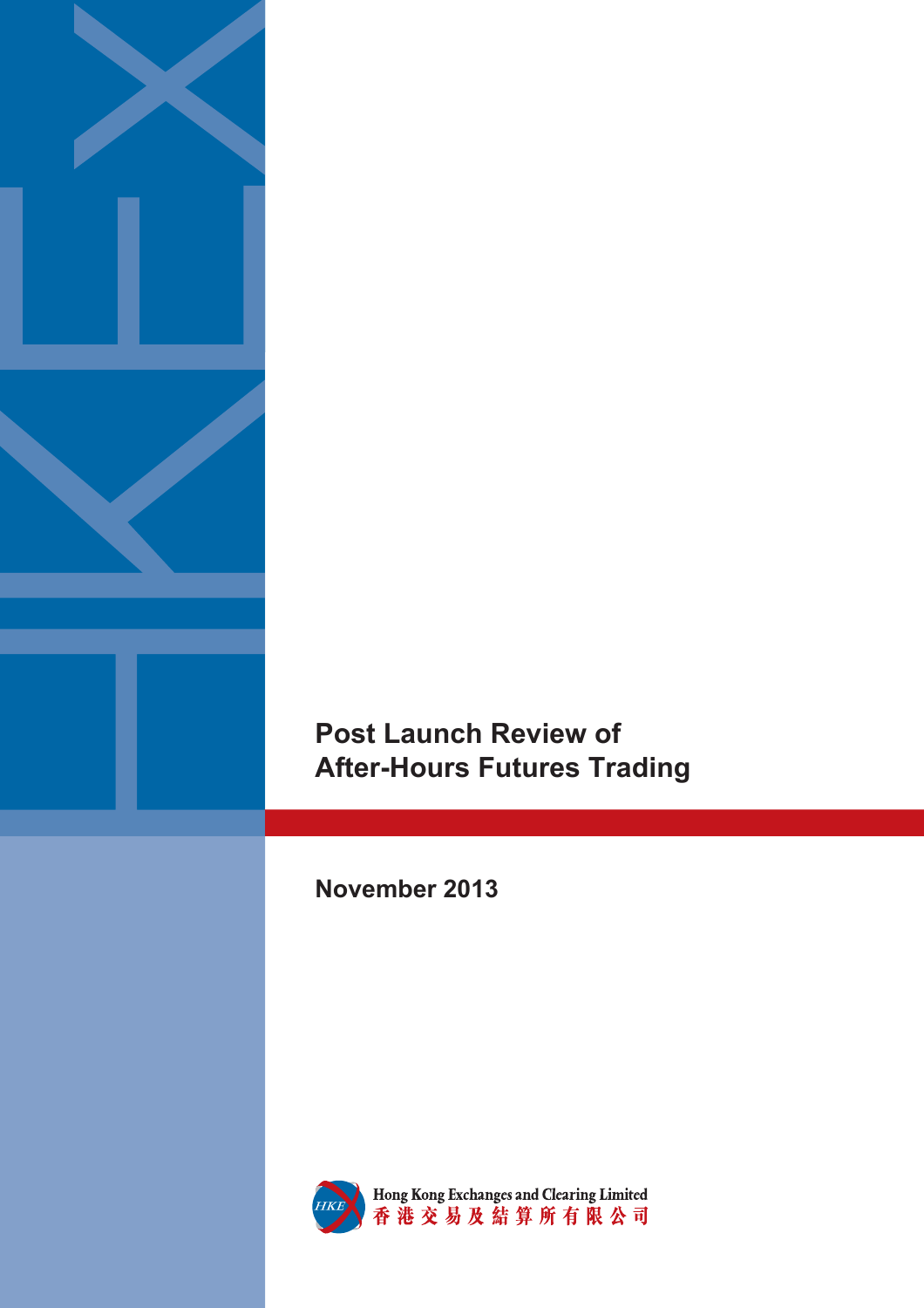# Post Launch Review of After-Hours Futures Trading

November 2013

Hong Kong Exchanges and Clearing Limited
香港交易及結算所有限公司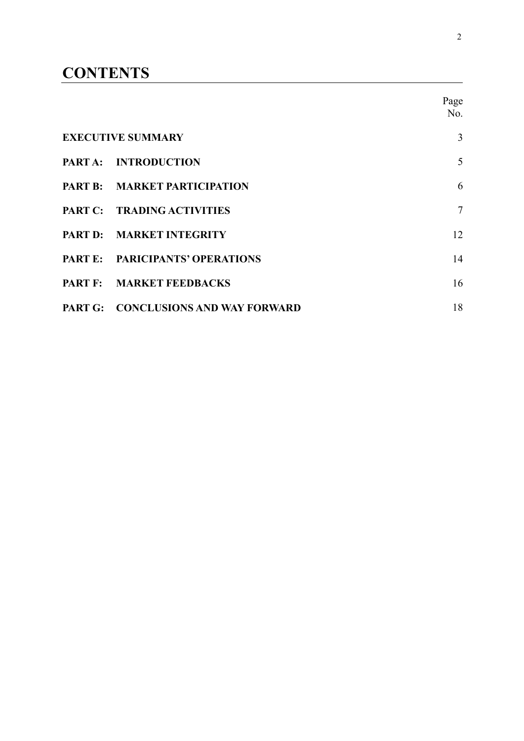# CONTENTS

| | Page No. |
|---|---|
| **EXECUTIVE SUMMARY** | 3 |
| **PART A: INTRODUCTION** | 5 |
| **PART B: MARKET PARTICIPATION** | 6 |
| **PART C: TRADING ACTIVITIES** | 7 |
| **PART D: MARKET INTEGRITY** | 12 |
| **PART E: PARICIPANTS' OPERATIONS** | 14 |
| **PART F: MARKET FEEDBACKS** | 16 |
| **PART G: CONCLUSIONS AND WAY FORWARD** | 18 |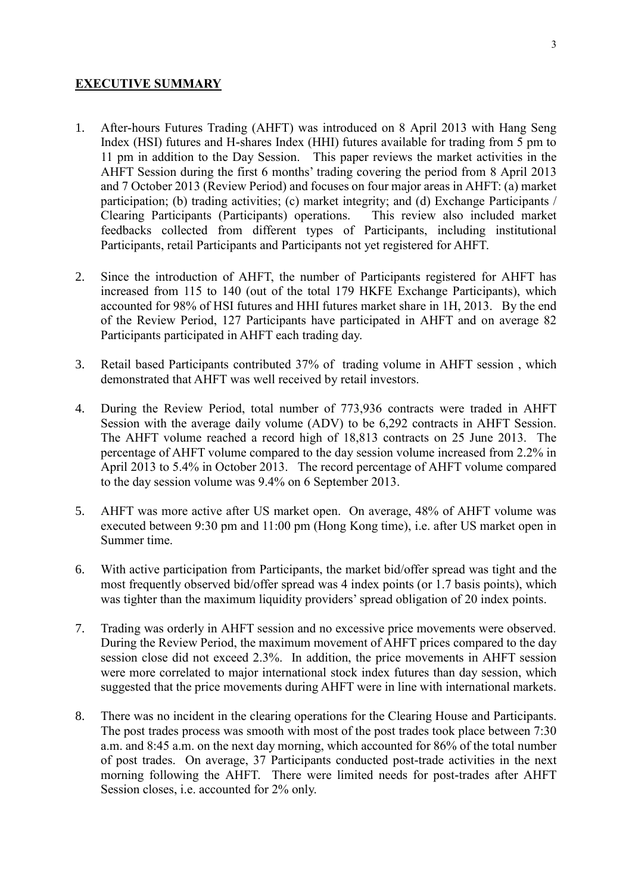## EXECUTIVE SUMMARY

1. After-hours Futures Trading (AHFT) was introduced on 8 April 2013 with Hang Seng Index (HSI) futures and H-shares Index (HHI) futures available for trading from 5 pm to 11 pm in addition to the Day Session. This paper reviews the market activities in the AHFT Session during the first 6 months' trading covering the period from 8 April 2013 and 7 October 2013 (Review Period) and focuses on four major areas in AHFT: (a) market participation; (b) trading activities; (c) market integrity; and (d) Exchange Participants / Clearing Participants (Participants) operations. This review also included market feedbacks collected from different types of Participants, including institutional Participants, retail Participants and Participants not yet registered for AHFT.

2. Since the introduction of AHFT, the number of Participants registered for AHFT has increased from 115 to 140 (out of the total 179 HKFE Exchange Participants), which accounted for 98% of HSI futures and HHI futures market share in 1H, 2013. By the end of the Review Period, 127 Participants have participated in AHFT and on average 82 Participants participated in AHFT each trading day.

3. Retail based Participants contributed 37% of trading volume in AHFT session , which demonstrated that AHFT was well received by retail investors.

4. During the Review Period, total number of 773,936 contracts were traded in AHFT Session with the average daily volume (ADV) to be 6,292 contracts in AHFT Session. The AHFT volume reached a record high of 18,813 contracts on 25 June 2013. The percentage of AHFT volume compared to the day session volume increased from 2.2% in April 2013 to 5.4% in October 2013. The record percentage of AHFT volume compared to the day session volume was 9.4% on 6 September 2013.

5. AHFT was more active after US market open. On average, 48% of AHFT volume was executed between 9:30 pm and 11:00 pm (Hong Kong time), i.e. after US market open in Summer time.

6. With active participation from Participants, the market bid/offer spread was tight and the most frequently observed bid/offer spread was 4 index points (or 1.7 basis points), which was tighter than the maximum liquidity providers' spread obligation of 20 index points.

7. Trading was orderly in AHFT session and no excessive price movements were observed. During the Review Period, the maximum movement of AHFT prices compared to the day session close did not exceed 2.3%. In addition, the price movements in AHFT session were more correlated to major international stock index futures than day session, which suggested that the price movements during AHFT were in line with international markets.

8. There was no incident in the clearing operations for the Clearing House and Participants. The post trades process was smooth with most of the post trades took place between 7:30 a.m. and 8:45 a.m. on the next day morning, which accounted for 86% of the total number of post trades. On average, 37 Participants conducted post-trade activities in the next morning following the AHFT. There were limited needs for post-trades after AHFT Session closes, i.e. accounted for 2% only.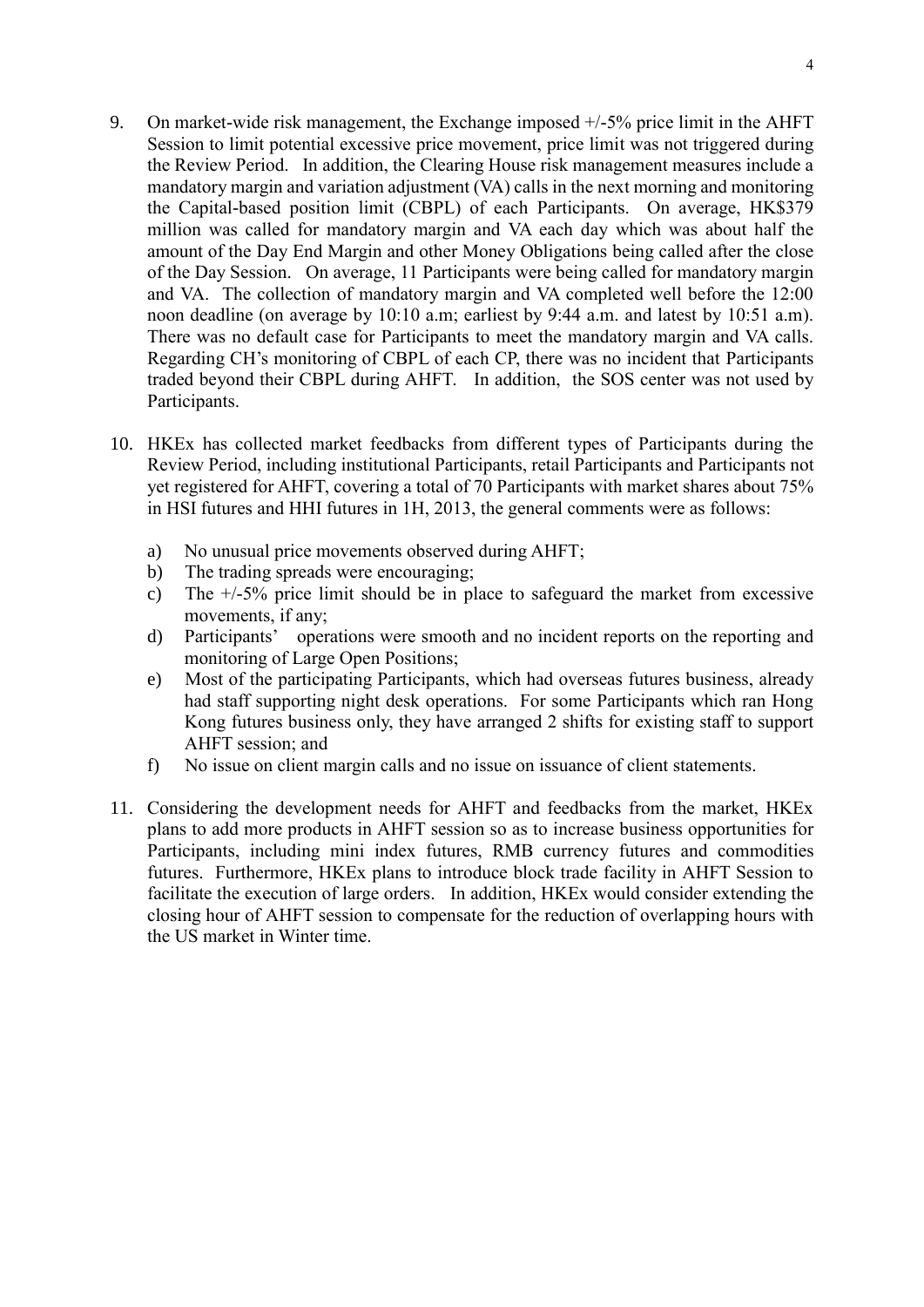9. On market-wide risk management, the Exchange imposed +/-5% price limit in the AHFT Session to limit potential excessive price movement, price limit was not triggered during the Review Period. In addition, the Clearing House risk management measures include a mandatory margin and variation adjustment (VA) calls in the next morning and monitoring the Capital-based position limit (CBPL) of each Participants. On average, HK$379 million was called for mandatory margin and VA each day which was about half the amount of the Day End Margin and other Money Obligations being called after the close of the Day Session. On average, 11 Participants were being called for mandatory margin and VA. The collection of mandatory margin and VA completed well before the 12:00 noon deadline (on average by 10:10 a.m; earliest by 9:44 a.m. and latest by 10:51 a.m). There was no default case for Participants to meet the mandatory margin and VA calls. Regarding CH's monitoring of CBPL of each CP, there was no incident that Participants traded beyond their CBPL during AHFT. In addition, the SOS center was not used by Participants.

10. HKEx has collected market feedbacks from different types of Participants during the Review Period, including institutional Participants, retail Participants and Participants not yet registered for AHFT, covering a total of 70 Participants with market shares about 75% in HSI futures and HHI futures in 1H, 2013, the general comments were as follows:

    a) No unusual price movements observed during AHFT;
    b) The trading spreads were encouraging;
    c) The +/-5% price limit should be in place to safeguard the market from excessive movements, if any;
    d) Participants' operations were smooth and no incident reports on the reporting and monitoring of Large Open Positions;
    e) Most of the participating Participants, which had overseas futures business, already had staff supporting night desk operations. For some Participants which ran Hong Kong futures business only, they have arranged 2 shifts for existing staff to support AHFT session; and
    f) No issue on client margin calls and no issue on issuance of client statements.

11. Considering the development needs for AHFT and feedbacks from the market, HKEx plans to add more products in AHFT session so as to increase business opportunities for Participants, including mini index futures, RMB currency futures and commodities futures. Furthermore, HKEx plans to introduce block trade facility in AHFT Session to facilitate the execution of large orders. In addition, HKEx would consider extending the closing hour of AHFT session to compensate for the reduction of overlapping hours with the US market in Winter time.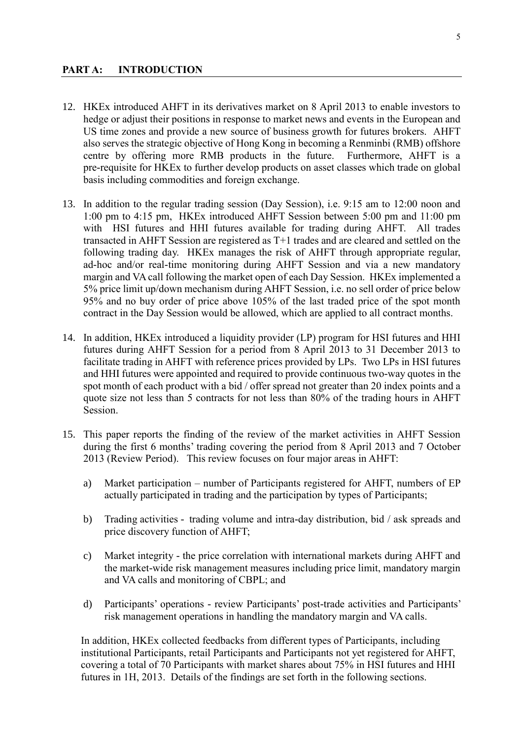## PART A: INTRODUCTION

12. HKEx introduced AHFT in its derivatives market on 8 April 2013 to enable investors to hedge or adjust their positions in response to market news and events in the European and US time zones and provide a new source of business growth for futures brokers. AHFT also serves the strategic objective of Hong Kong in becoming a Renminbi (RMB) offshore centre by offering more RMB products in the future. Furthermore, AHFT is a pre-requisite for HKEx to further develop products on asset classes which trade on global basis including commodities and foreign exchange.

13. In addition to the regular trading session (Day Session), i.e. 9:15 am to 12:00 noon and 1:00 pm to 4:15 pm, HKEx introduced AHFT Session between 5:00 pm and 11:00 pm with HSI futures and HHI futures available for trading during AHFT. All trades transacted in AHFT Session are registered as T+1 trades and are cleared and settled on the following trading day. HKEx manages the risk of AHFT through appropriate regular, ad-hoc and/or real-time monitoring during AHFT Session and via a new mandatory margin and VA call following the market open of each Day Session. HKEx implemented a 5% price limit up/down mechanism during AHFT Session, i.e. no sell order of price below 95% and no buy order of price above 105% of the last traded price of the spot month contract in the Day Session would be allowed, which are applied to all contract months.

14. In addition, HKEx introduced a liquidity provider (LP) program for HSI futures and HHI futures during AHFT Session for a period from 8 April 2013 to 31 December 2013 to facilitate trading in AHFT with reference prices provided by LPs. Two LPs in HSI futures and HHI futures were appointed and required to provide continuous two-way quotes in the spot month of each product with a bid / offer spread not greater than 20 index points and a quote size not less than 5 contracts for not less than 80% of the trading hours in AHFT Session.

15. This paper reports the finding of the review of the market activities in AHFT Session during the first 6 months' trading covering the period from 8 April 2013 and 7 October 2013 (Review Period). This review focuses on four major areas in AHFT:

    a) Market participation – number of Participants registered for AHFT, numbers of EP actually participated in trading and the participation by types of Participants;

    b) Trading activities - trading volume and intra-day distribution, bid / ask spreads and price discovery function of AHFT;

    c) Market integrity - the price correlation with international markets during AHFT and the market-wide risk management measures including price limit, mandatory margin and VA calls and monitoring of CBPL; and

    d) Participants' operations - review Participants' post-trade activities and Participants' risk management operations in handling the mandatory margin and VA calls.

    In addition, HKEx collected feedbacks from different types of Participants, including institutional Participants, retail Participants and Participants not yet registered for AHFT, covering a total of 70 Participants with market shares about 75% in HSI futures and HHI futures in 1H, 2013. Details of the findings are set forth in the following sections.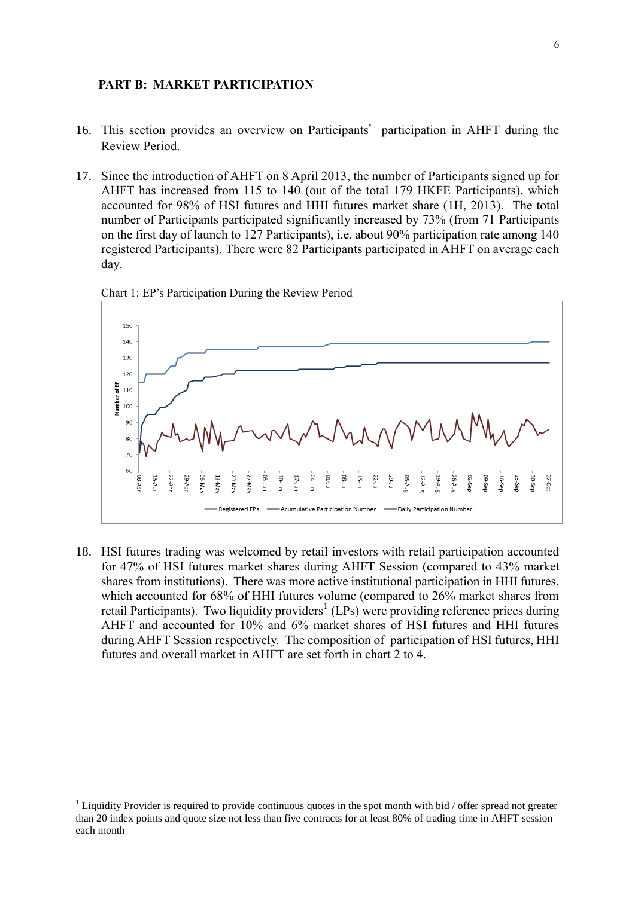## PART B: MARKET PARTICIPATION

16. This section provides an overview on Participants' participation in AHFT during the Review Period.

17. Since the introduction of AHFT on 8 April 2013, the number of Participants signed up for AHFT has increased from 115 to 140 (out of the total 179 HKFE Participants), which accounted for 98% of HSI futures and HHI futures market share (1H, 2013). The total number of Participants participated significantly increased by 73% (from 71 Participants on the first day of launch to 127 Participants), i.e. about 90% participation rate among 140 registered Participants). There were 82 Participants participated in AHFT on average each day.

Chart 1: EP's Participation During the Review Period

18. HSI futures trading was welcomed by retail investors with retail participation accounted for 47% of HSI futures market shares during AHFT Session (compared to 43% market shares from institutions). There was more active institutional participation in HHI futures, which accounted for 68% of HHI futures volume (compared to 26% market shares from retail Participants). Two liquidity providers[1] (LPs) were providing reference prices during AHFT and accounted for 10% and 6% market shares of HSI futures and HHI futures during AHFT Session respectively. The composition of participation of HSI futures, HHI futures and overall market in AHFT are set forth in chart 2 to 4.

[1] Liquidity Provider is required to provide continuous quotes in the spot month with bid / offer spread not greater than 20 index points and quote size not less than five contracts for at least 80% of trading time in AHFT session each month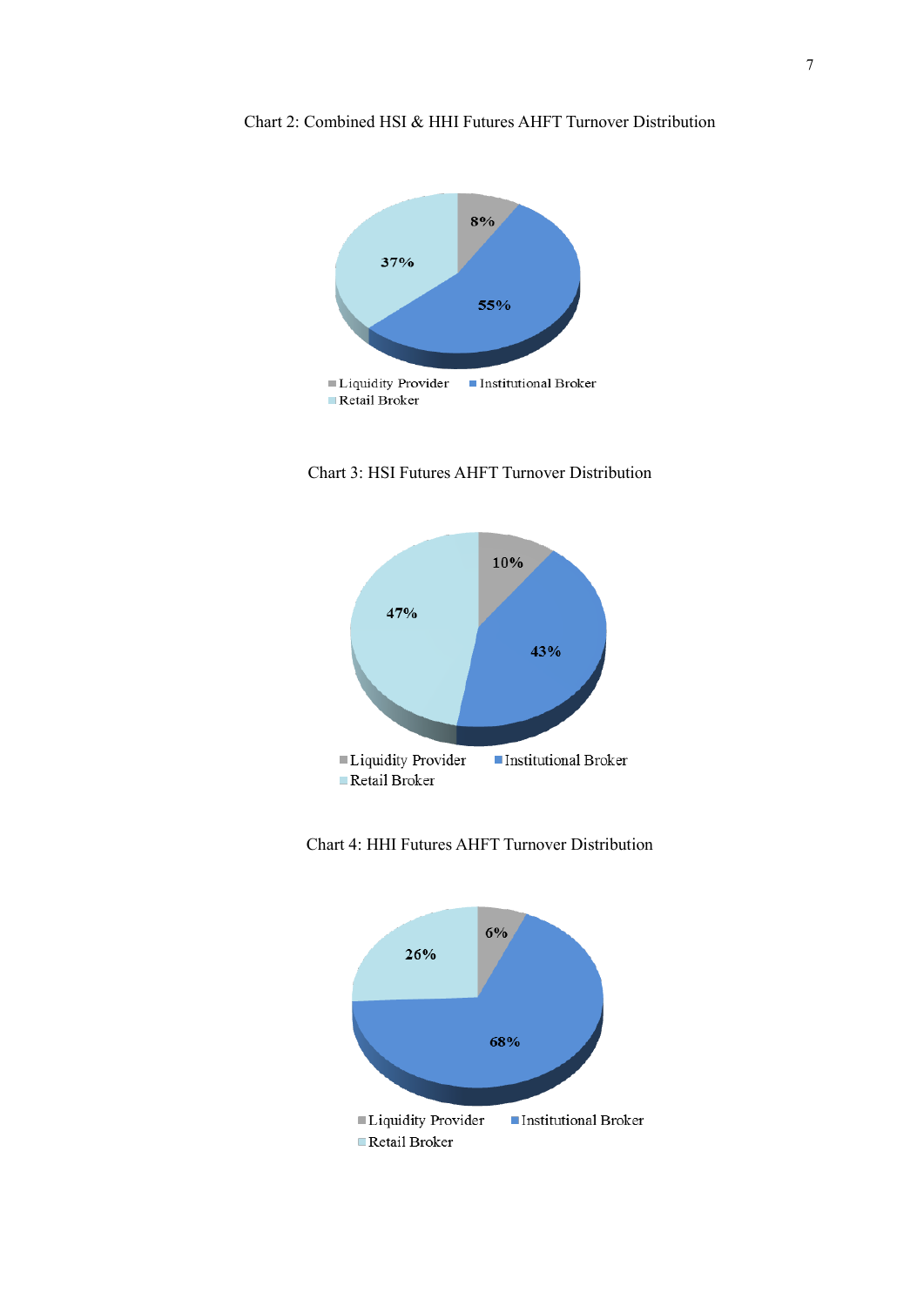Chart 2: Combined HSI & HHI Futures AHFT Turnover Distribution

| Category | Share |
|---|---|
| Liquidity Provider | 8% |
| Institutional Broker | 55% |
| Retail Broker | 37% |

Chart 3: HSI Futures AHFT Turnover Distribution

| Category | Share |
|---|---|
| Liquidity Provider | 10% |
| Institutional Broker | 43% |
| Retail Broker | 47% |

Chart 4: HHI Futures AHFT Turnover Distribution

| Category | Share |
|---|---|
| Liquidity Provider | 6% |
| Institutional Broker | 68% |
| Retail Broker | 26% |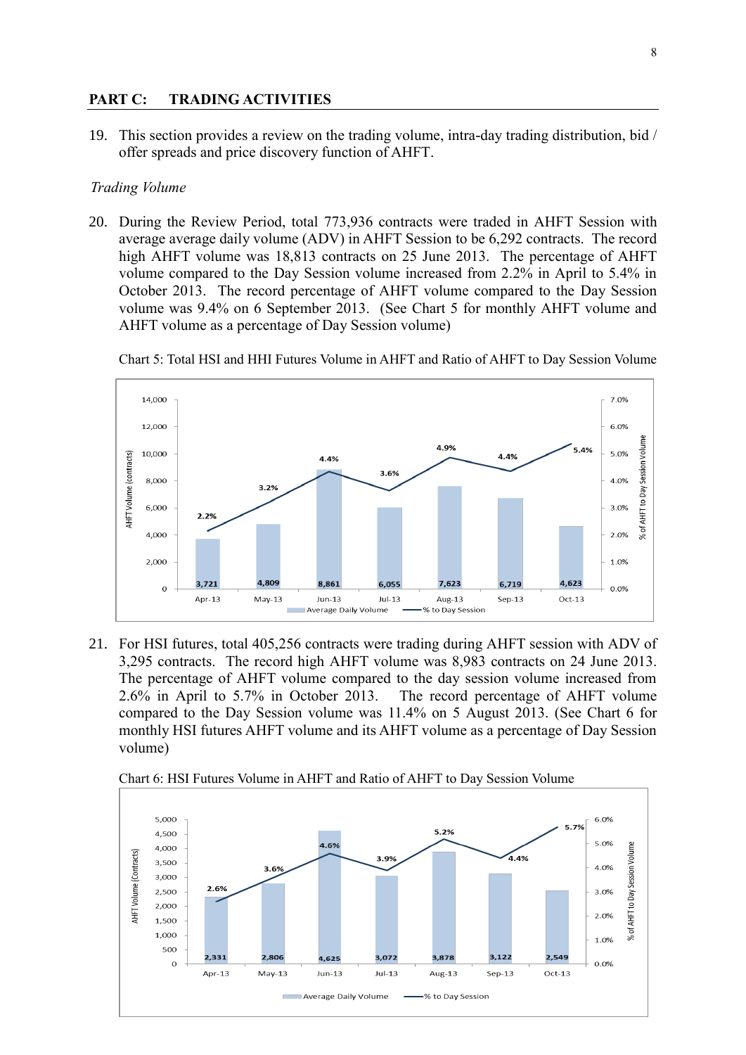## PART C: TRADING ACTIVITIES

19. This section provides a review on the trading volume, intra-day trading distribution, bid / offer spreads and price discovery function of AHFT.

*Trading Volume*

20. During the Review Period, total 773,936 contracts were traded in AHFT Session with average average daily volume (ADV) in AHFT Session to be 6,292 contracts. The record high AHFT volume was 18,813 contracts on 25 June 2013. The percentage of AHFT volume compared to the Day Session volume increased from 2.2% in April to 5.4% in October 2013. The record percentage of AHFT volume compared to the Day Session volume was 9.4% on 6 September 2013. (See Chart 5 for monthly AHFT volume and AHFT volume as a percentage of Day Session volume)

Chart 5: Total HSI and HHI Futures Volume in AHFT and Ratio of AHFT to Day Session Volume

| Month | Average Daily Volume (contracts) | % to Day Session |
|---|---|---|
| Apr-13 | 3,721 | 2.2% |
| May-13 | 4,809 | 3.2% |
| Jun-13 | 8,861 | 4.4% |
| Jul-13 | 6,055 | 3.6% |
| Aug-13 | 7,623 | 4.9% |
| Sep-13 | 6,719 | 4.4% |
| Oct-13 | 4,623 | 5.4% |

21. For HSI futures, total 405,256 contracts were trading during AHFT session with ADV of 3,295 contracts. The record high AHFT volume was 8,983 contracts on 24 June 2013. The percentage of AHFT volume compared to the day session volume increased from 2.6% in April to 5.7% in October 2013. The record percentage of AHFT volume compared to the Day Session volume was 11.4% on 5 August 2013. (See Chart 6 for monthly HSI futures AHFT volume and its AHFT volume as a percentage of Day Session volume)

Chart 6: HSI Futures Volume in AHFT and Ratio of AHFT to Day Session Volume

| Month | Average Daily Volume (contracts) | % to Day Session |
|---|---|---|
| Apr-13 | 2,331 | 2.6% |
| May-13 | 2,806 | 3.6% |
| Jun-13 | 4,625 | 4.6% |
| Jul-13 | 3,072 | 3.9% |
| Aug-13 | 3,878 | 5.2% |
| Sep-13 | 3,122 | 4.4% |
| Oct-13 | 2,549 | 5.7% |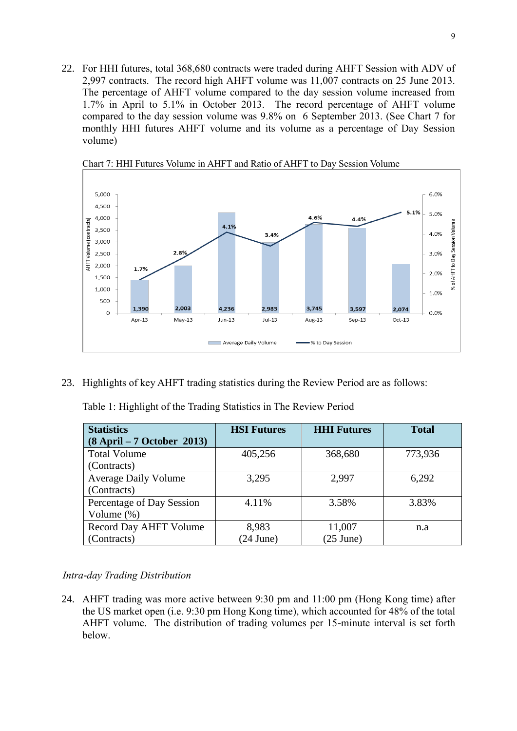22. For HHI futures, total 368,680 contracts were traded during AHFT Session with ADV of 2,997 contracts. The record high AHFT volume was 11,007 contracts on 25 June 2013. The percentage of AHFT volume compared to the day session volume increased from 1.7% in April to 5.1% in October 2013. The record percentage of AHFT volume compared to the day session volume was 9.8% on 6 September 2013. (See Chart 7 for monthly HHI futures AHFT volume and its volume as a percentage of Day Session volume)

Chart 7: HHI Futures Volume in AHFT and Ratio of AHFT to Day Session Volume

23. Highlights of key AHFT trading statistics during the Review Period are as follows:

Table 1: Highlight of the Trading Statistics in The Review Period

| **Statistics (8 April – 7 October 2013)** | **HSI Futures** | **HHI Futures** | **Total** |
|---|---|---|---|
| Total Volume (Contracts) | 405,256 | 368,680 | 773,936 |
| Average Daily Volume (Contracts) | 3,295 | 2,997 | 6,292 |
| Percentage of Day Session Volume (%) | 4.11% | 3.58% | 3.83% |
| Record Day AHFT Volume (Contracts) | 8,983 (24 June) | 11,007 (25 June) | n.a |

*Intra-day Trading Distribution*

24. AHFT trading was more active between 9:30 pm and 11:00 pm (Hong Kong time) after the US market open (i.e. 9:30 pm Hong Kong time), which accounted for 48% of the total AHFT volume. The distribution of trading volumes per 15-minute interval is set forth below.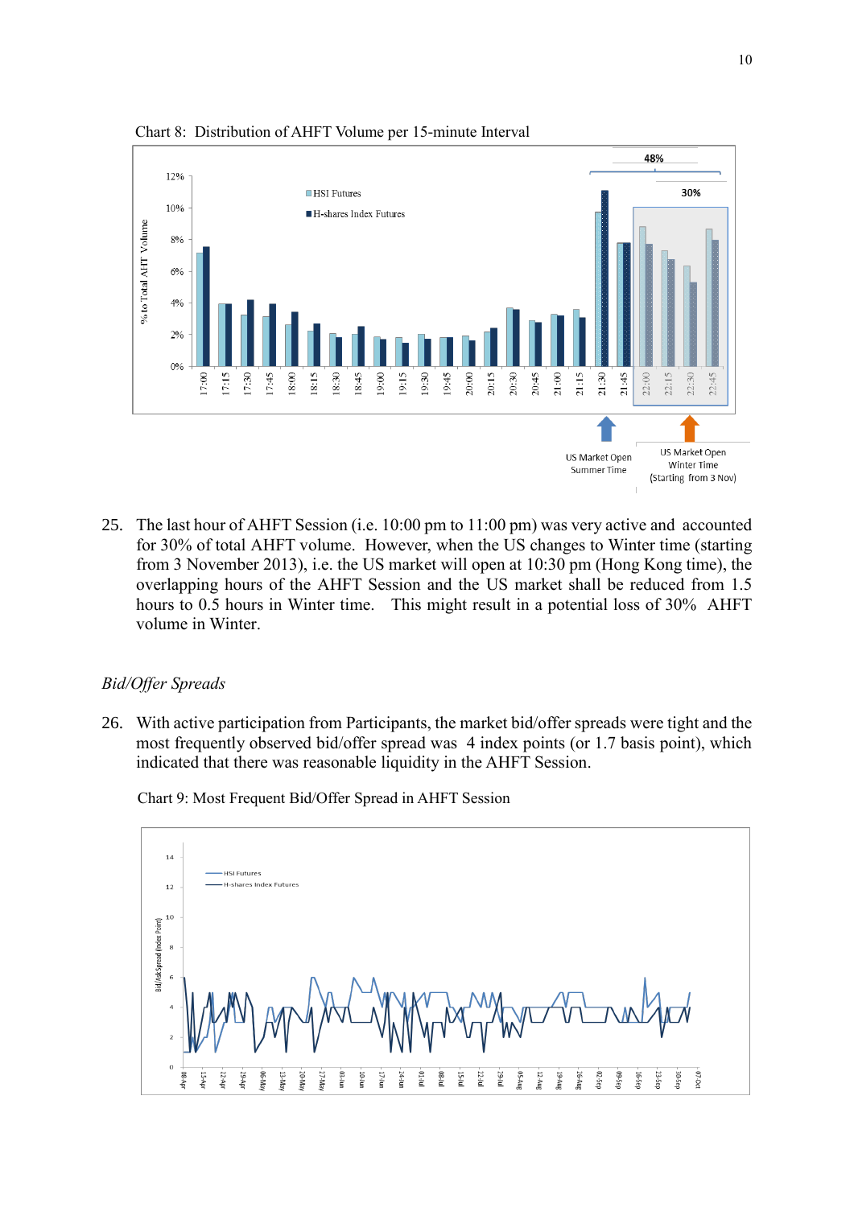Chart 8: Distribution of AHFT Volume per 15-minute Interval

25. The last hour of AHFT Session (i.e. 10:00 pm to 11:00 pm) was very active and accounted for 30% of total AHFT volume. However, when the US changes to Winter time (starting from 3 November 2013), i.e. the US market will open at 10:30 pm (Hong Kong time), the overlapping hours of the AHFT Session and the US market shall be reduced from 1.5 hours to 0.5 hours in Winter time. This might result in a potential loss of 30% AHFT volume in Winter.

*Bid/Offer Spreads*

26. With active participation from Participants, the market bid/offer spreads were tight and the most frequently observed bid/offer spread was 4 index points (or 1.7 basis point), which indicated that there was reasonable liquidity in the AHFT Session.

Chart 9: Most Frequent Bid/Offer Spread in AHFT Session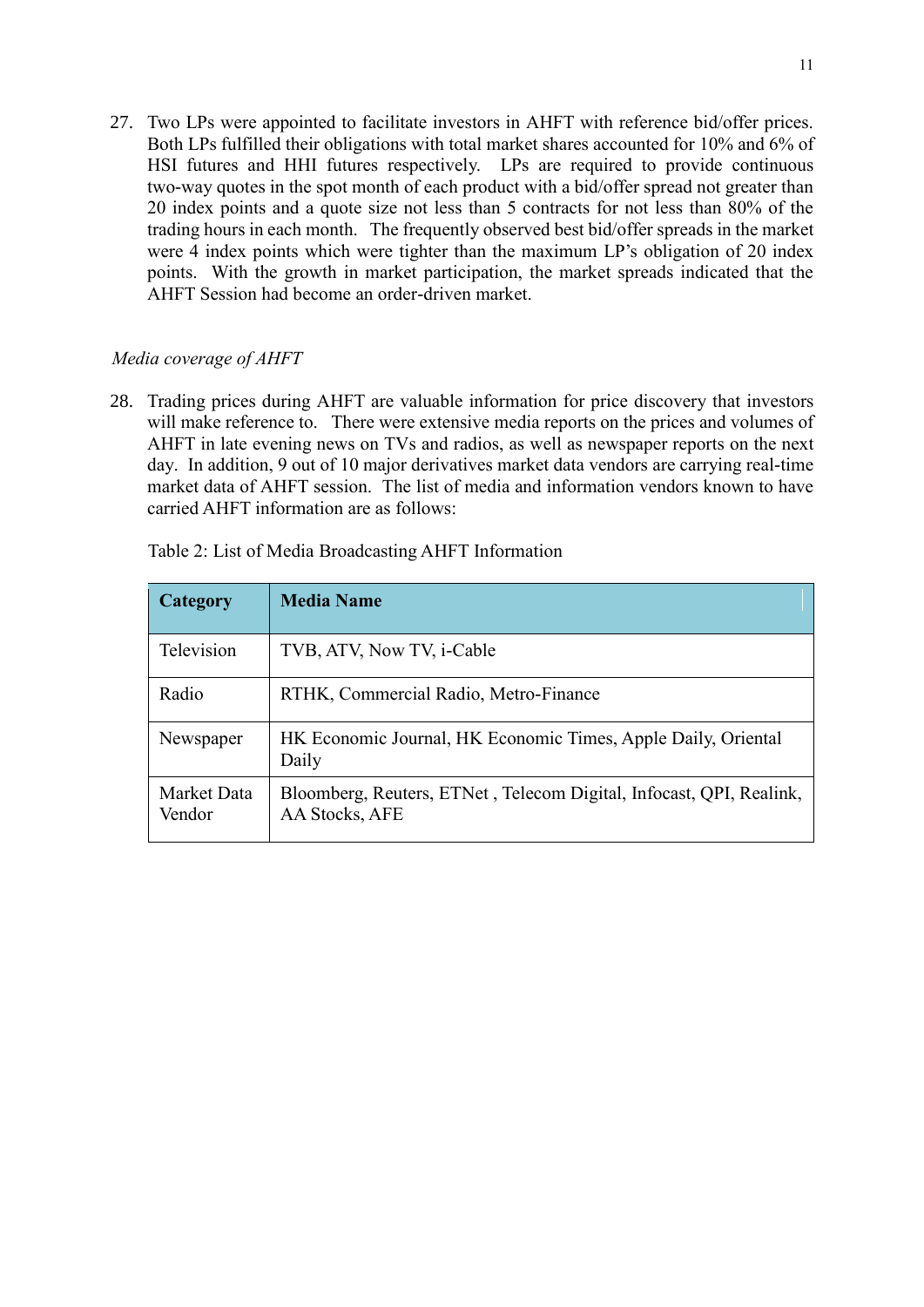27. Two LPs were appointed to facilitate investors in AHFT with reference bid/offer prices. Both LPs fulfilled their obligations with total market shares accounted for 10% and 6% of HSI futures and HHI futures respectively. LPs are required to provide continuous two-way quotes in the spot month of each product with a bid/offer spread not greater than 20 index points and a quote size not less than 5 contracts for not less than 80% of the trading hours in each month. The frequently observed best bid/offer spreads in the market were 4 index points which were tighter than the maximum LP's obligation of 20 index points. With the growth in market participation, the market spreads indicated that the AHFT Session had become an order-driven market.

*Media coverage of AHFT*

28. Trading prices during AHFT are valuable information for price discovery that investors will make reference to. There were extensive media reports on the prices and volumes of AHFT in late evening news on TVs and radios, as well as newspaper reports on the next day. In addition, 9 out of 10 major derivatives market data vendors are carrying real-time market data of AHFT session. The list of media and information vendors known to have carried AHFT information are as follows:

Table 2: List of Media Broadcasting AHFT Information

| Category | Media Name |
|---|---|
| Television | TVB, ATV, Now TV, i-Cable |
| Radio | RTHK, Commercial Radio, Metro-Finance |
| Newspaper | HK Economic Journal, HK Economic Times, Apple Daily, Oriental Daily |
| Market Data Vendor | Bloomberg, Reuters, ETNet , Telecom Digital, Infocast, QPI, Realink, AA Stocks, AFE |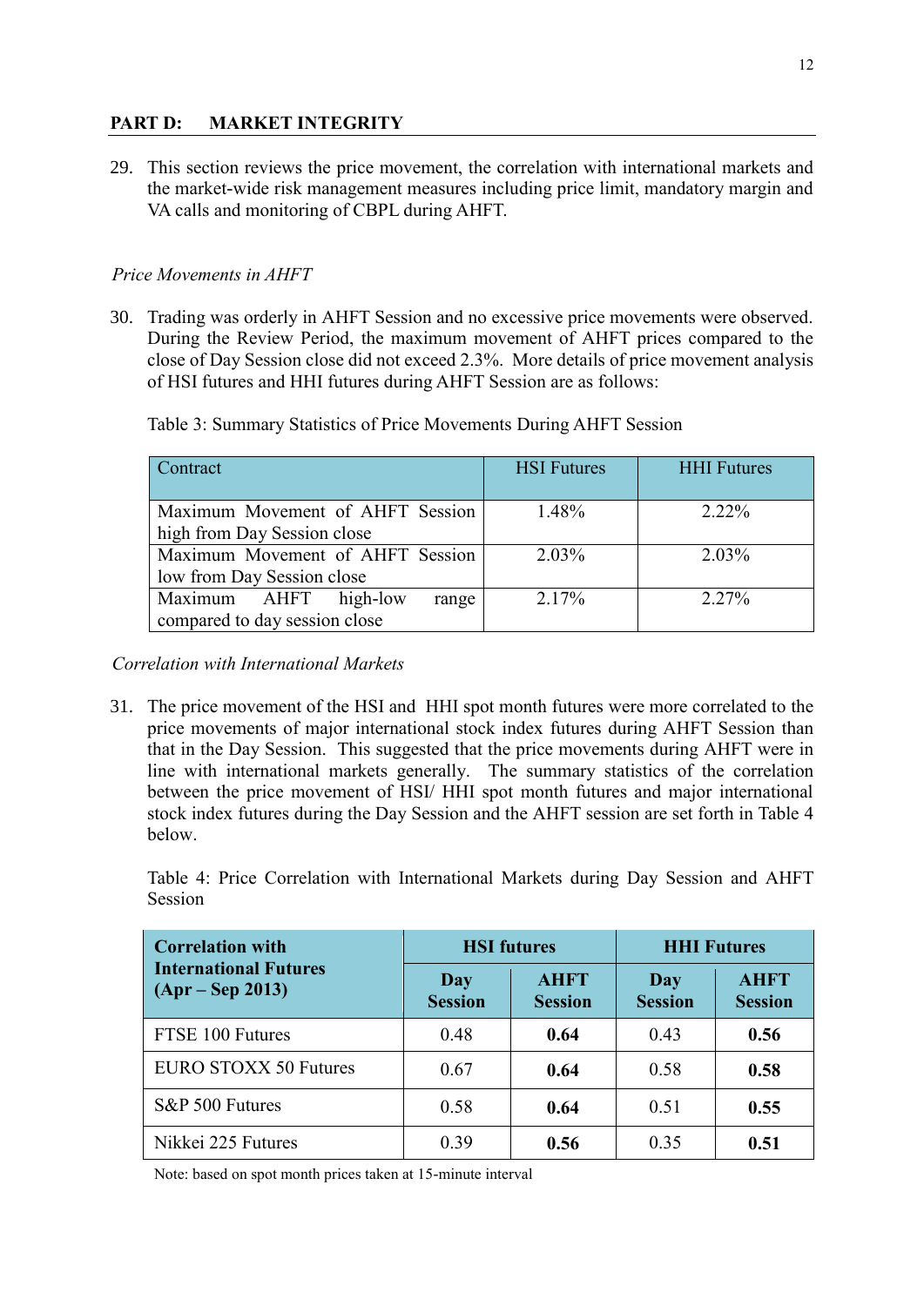## PART D: MARKET INTEGRITY

29. This section reviews the price movement, the correlation with international markets and the market-wide risk management measures including price limit, mandatory margin and VA calls and monitoring of CBPL during AHFT.

*Price Movements in AHFT*

30. Trading was orderly in AHFT Session and no excessive price movements were observed. During the Review Period, the maximum movement of AHFT prices compared to the close of Day Session close did not exceed 2.3%. More details of price movement analysis of HSI futures and HHI futures during AHFT Session are as follows:

Table 3: Summary Statistics of Price Movements During AHFT Session

| Contract | HSI Futures | HHI Futures |
|---|---|---|
| Maximum Movement of AHFT Session high from Day Session close | 1.48% | 2.22% |
| Maximum Movement of AHFT Session low from Day Session close | 2.03% | 2.03% |
| Maximum AHFT high-low range compared to day session close | 2.17% | 2.27% |

*Correlation with International Markets*

31. The price movement of the HSI and HHI spot month futures were more correlated to the price movements of major international stock index futures during AHFT Session than that in the Day Session. This suggested that the price movements during AHFT were in line with international markets generally. The summary statistics of the correlation between the price movement of HSI/ HHI spot month futures and major international stock index futures during the Day Session and the AHFT session are set forth in Table 4 below.

Table 4: Price Correlation with International Markets during Day Session and AHFT Session

| **Correlation with International Futures (Apr – Sep 2013)** | **HSI futures** | | **HHI Futures** | |
|---|---|---|---|---|
| | **Day Session** | **AHFT Session** | **Day Session** | **AHFT Session** |
| FTSE 100 Futures | 0.48 | **0.64** | 0.43 | **0.56** |
| EURO STOXX 50 Futures | 0.67 | **0.64** | 0.58 | **0.58** |
| S&P 500 Futures | 0.58 | **0.64** | 0.51 | **0.55** |
| Nikkei 225 Futures | 0.39 | **0.56** | 0.35 | **0.51** |

Note: based on spot month prices taken at 15-minute interval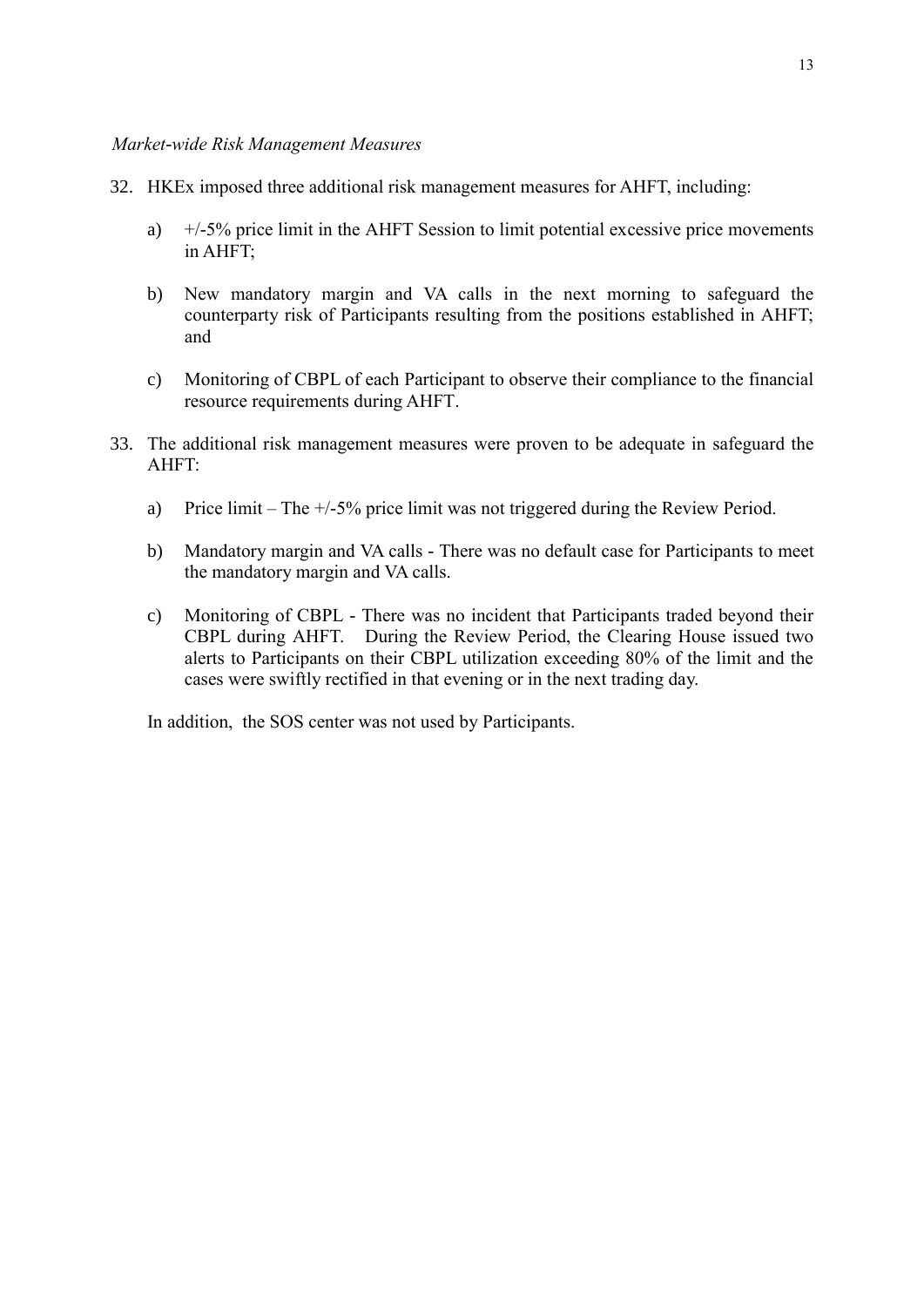*Market-wide Risk Management Measures*

32. HKEx imposed three additional risk management measures for AHFT, including:

    a) +/-5% price limit in the AHFT Session to limit potential excessive price movements in AHFT;

    b) New mandatory margin and VA calls in the next morning to safeguard the counterparty risk of Participants resulting from the positions established in AHFT; and

    c) Monitoring of CBPL of each Participant to observe their compliance to the financial resource requirements during AHFT.

33. The additional risk management measures were proven to be adequate in safeguard the AHFT:

    a) Price limit – The +/-5% price limit was not triggered during the Review Period.

    b) Mandatory margin and VA calls - There was no default case for Participants to meet the mandatory margin and VA calls.

    c) Monitoring of CBPL - There was no incident that Participants traded beyond their CBPL during AHFT. During the Review Period, the Clearing House issued two alerts to Participants on their CBPL utilization exceeding 80% of the limit and the cases were swiftly rectified in that evening or in the next trading day.

    In addition, the SOS center was not used by Participants.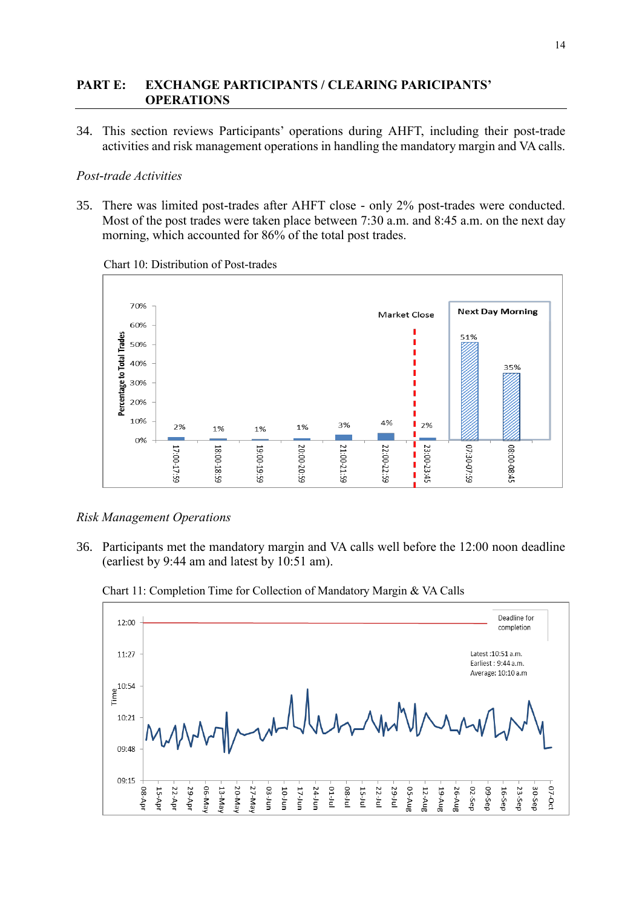## PART E: EXCHANGE PARTICIPANTS / CLEARING PARICIPANTS' OPERATIONS

34. This section reviews Participants' operations during AHFT, including their post-trade activities and risk management operations in handling the mandatory margin and VA calls.

*Post-trade Activities*

35. There was limited post-trades after AHFT close - only 2% post-trades were conducted. Most of the post trades were taken place between 7:30 a.m. and 8:45 a.m. on the next day morning, which accounted for 86% of the total post trades.

Chart 10: Distribution of Post-trades

| Time | Percentage to Total Trades |
|---|---|
| 17:00-17:59 | 2% |
| 18:00-18:59 | 1% |
| 19:00-19:59 | 1% |
| 20:00-20:59 | 1% |
| 21:00-21:59 | 3% |
| 22:00-22:59 | 4% |
| *Market Close* | |
| 23:00-23:45 | 2% |
| *Next Day Morning* | |
| 07:30-07:59 | 51% |
| 08:00-08:45 | 35% |

*Risk Management Operations*

36. Participants met the mandatory margin and VA calls well before the 12:00 noon deadline (earliest by 9:44 am and latest by 10:51 am).

Chart 11: Completion Time for Collection of Mandatory Margin & VA Calls

Deadline for completion: 12:00

Latest :10:51 a.m.
Earliest : 9:44 a.m.
Average: 10:10 a.m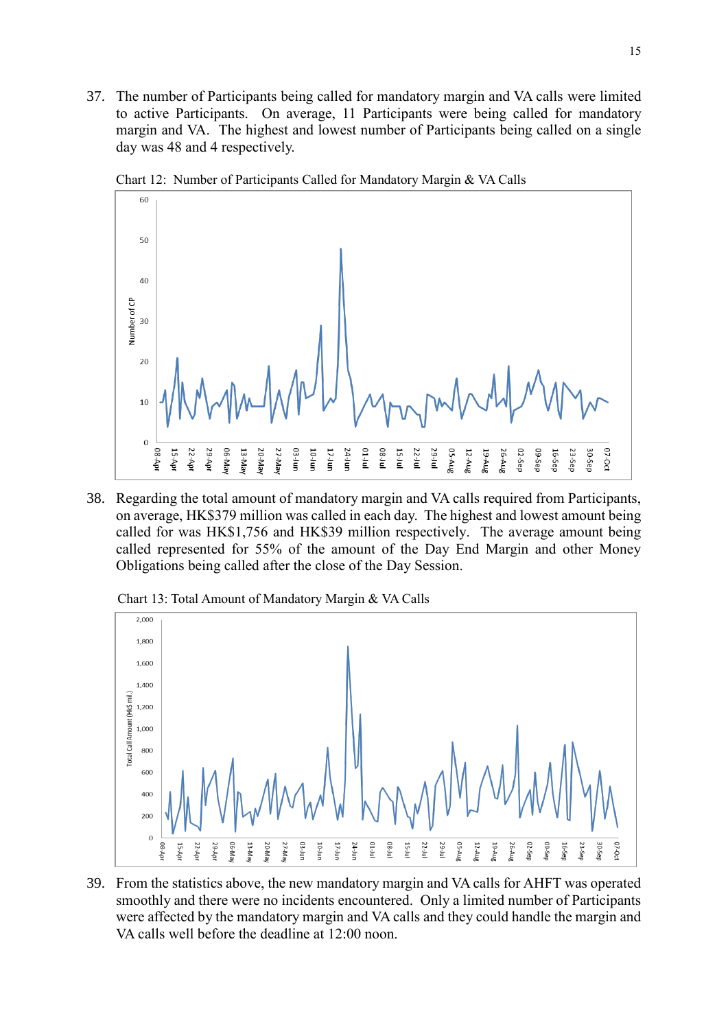37. The number of Participants being called for mandatory margin and VA calls were limited to active Participants. On average, 11 Participants were being called for mandatory margin and VA. The highest and lowest number of Participants being called on a single day was 48 and 4 respectively.

Chart 12: Number of Participants Called for Mandatory Margin & VA Calls

38. Regarding the total amount of mandatory margin and VA calls required from Participants, on average, HK$379 million was called in each day. The highest and lowest amount being called for was HK$1,756 and HK$39 million respectively. The average amount being called represented for 55% of the amount of the Day End Margin and other Money Obligations being called after the close of the Day Session.

Chart 13: Total Amount of Mandatory Margin & VA Calls

39. From the statistics above, the new mandatory margin and VA calls for AHFT was operated smoothly and there were no incidents encountered. Only a limited number of Participants were affected by the mandatory margin and VA calls and they could handle the margin and VA calls well before the deadline at 12:00 noon.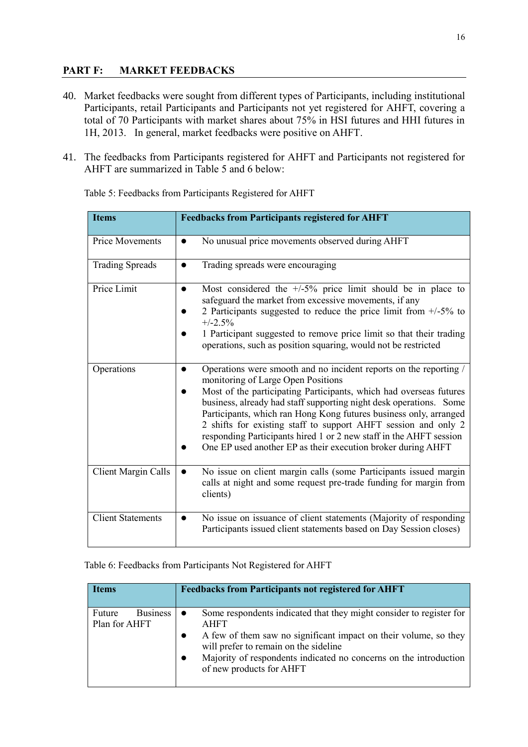## PART F: MARKET FEEDBACKS

40. Market feedbacks were sought from different types of Participants, including institutional Participants, retail Participants and Participants not yet registered for AHFT, covering a total of 70 Participants with market shares about 75% in HSI futures and HHI futures in 1H, 2013. In general, market feedbacks were positive on AHFT.

41. The feedbacks from Participants registered for AHFT and Participants not registered for AHFT are summarized in Table 5 and 6 below:

Table 5: Feedbacks from Participants Registered for AHFT

| Items | Feedbacks from Participants registered for AHFT |
|---|---|
| Price Movements | ● No unusual price movements observed during AHFT |
| Trading Spreads | ● Trading spreads were encouraging |
| Price Limit | ● Most considered the +/-5% price limit should be in place to safeguard the market from excessive movements, if any<br>● 2 Participants suggested to reduce the price limit from +/-5% to +/-2.5%<br>● 1 Participant suggested to remove price limit so that their trading operations, such as position squaring, would not be restricted |
| Operations | ● Operations were smooth and no incident reports on the reporting / monitoring of Large Open Positions<br>● Most of the participating Participants, which had overseas futures business, already had staff supporting night desk operations. Some Participants, which ran Hong Kong futures business only, arranged 2 shifts for existing staff to support AHFT session and only 2 responding Participants hired 1 or 2 new staff in the AHFT session<br>● One EP used another EP as their execution broker during AHFT |
| Client Margin Calls | ● No issue on client margin calls (some Participants issued margin calls at night and some request pre-trade funding for margin from clients) |
| Client Statements | ● No issue on issuance of client statements (Majority of responding Participants issued client statements based on Day Session closes) |

Table 6: Feedbacks from Participants Not Registered for AHFT

| Items | Feedbacks from Participants not registered for AHFT |
|---|---|
| Future Business Plan for AHFT | ● Some respondents indicated that they might consider to register for AHFT<br>● A few of them saw no significant impact on their volume, so they will prefer to remain on the sideline<br>● Majority of respondents indicated no concerns on the introduction of new products for AHFT |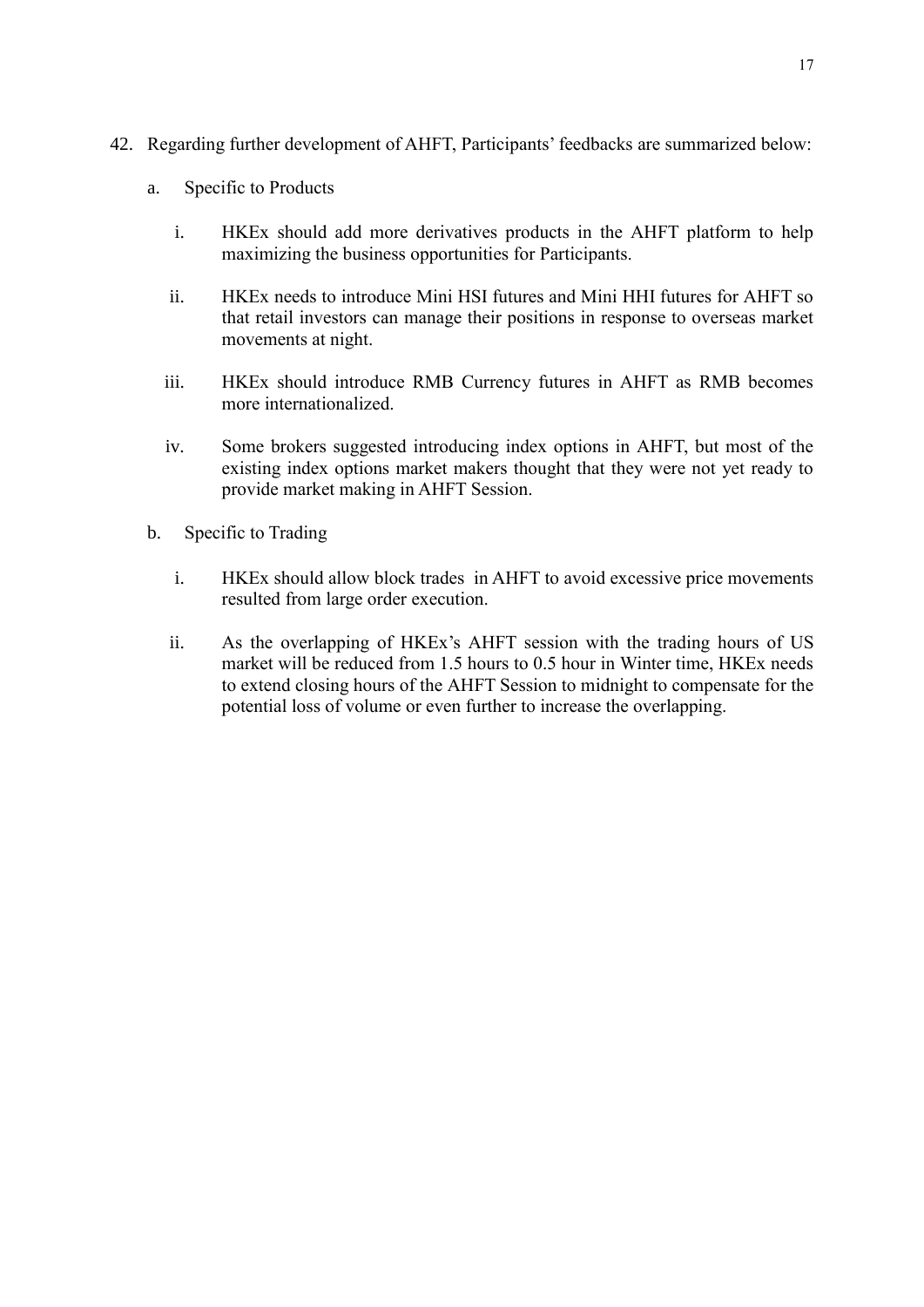42. Regarding further development of AHFT, Participants' feedbacks are summarized below:

    a. Specific to Products

        i. HKEx should add more derivatives products in the AHFT platform to help maximizing the business opportunities for Participants.

        ii. HKEx needs to introduce Mini HSI futures and Mini HHI futures for AHFT so that retail investors can manage their positions in response to overseas market movements at night.

        iii. HKEx should introduce RMB Currency futures in AHFT as RMB becomes more internationalized.

        iv. Some brokers suggested introducing index options in AHFT, but most of the existing index options market makers thought that they were not yet ready to provide market making in AHFT Session.

    b. Specific to Trading

        i. HKEx should allow block trades in AHFT to avoid excessive price movements resulted from large order execution.

        ii. As the overlapping of HKEx's AHFT session with the trading hours of US market will be reduced from 1.5 hours to 0.5 hour in Winter time, HKEx needs to extend closing hours of the AHFT Session to midnight to compensate for the potential loss of volume or even further to increase the overlapping.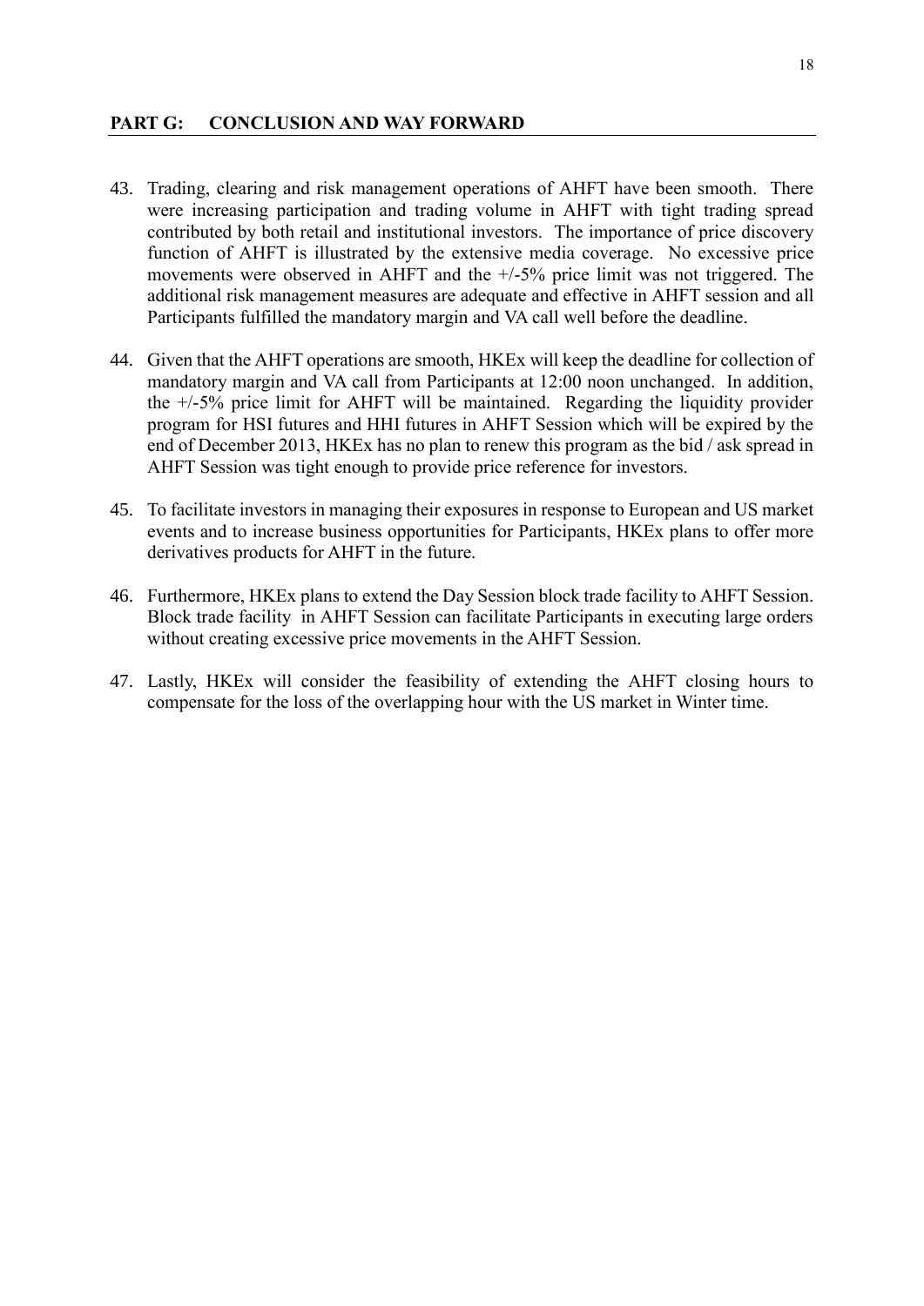## PART G: CONCLUSION AND WAY FORWARD

43. Trading, clearing and risk management operations of AHFT have been smooth. There were increasing participation and trading volume in AHFT with tight trading spread contributed by both retail and institutional investors. The importance of price discovery function of AHFT is illustrated by the extensive media coverage. No excessive price movements were observed in AHFT and the +/-5% price limit was not triggered. The additional risk management measures are adequate and effective in AHFT session and all Participants fulfilled the mandatory margin and VA call well before the deadline.

44. Given that the AHFT operations are smooth, HKEx will keep the deadline for collection of mandatory margin and VA call from Participants at 12:00 noon unchanged. In addition, the +/-5% price limit for AHFT will be maintained. Regarding the liquidity provider program for HSI futures and HHI futures in AHFT Session which will be expired by the end of December 2013, HKEx has no plan to renew this program as the bid / ask spread in AHFT Session was tight enough to provide price reference for investors.

45. To facilitate investors in managing their exposures in response to European and US market events and to increase business opportunities for Participants, HKEx plans to offer more derivatives products for AHFT in the future.

46. Furthermore, HKEx plans to extend the Day Session block trade facility to AHFT Session. Block trade facility in AHFT Session can facilitate Participants in executing large orders without creating excessive price movements in the AHFT Session.

47. Lastly, HKEx will consider the feasibility of extending the AHFT closing hours to compensate for the loss of the overlapping hour with the US market in Winter time.